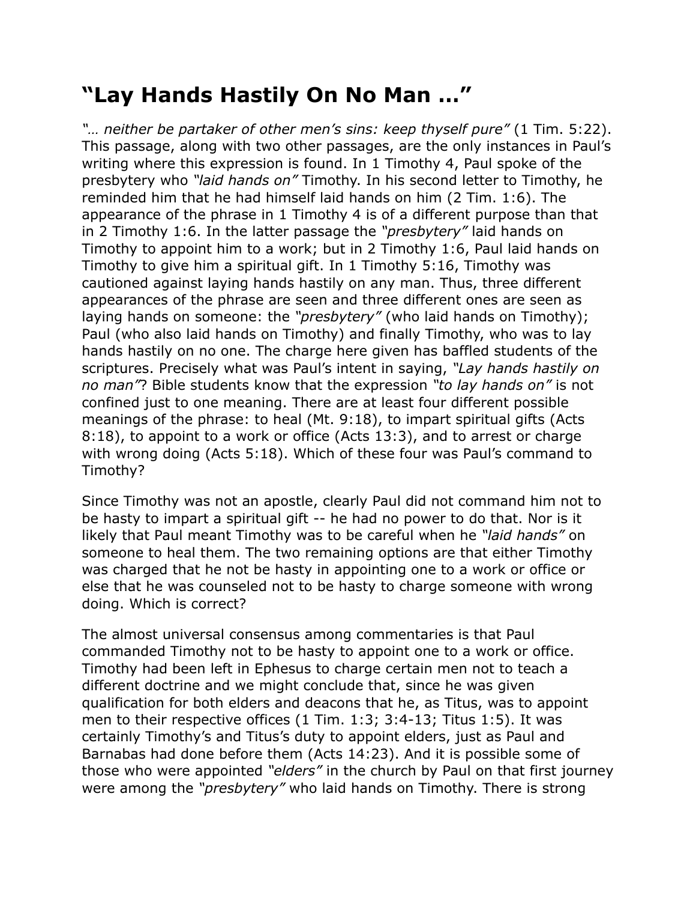# "Lay Hands Hastily On No Man …"

*"… neither be partaker of other men's sins: keep thyself pure"* (1 Tim. 5:22). This passage, along with two other passages, are the only instances in Paul's writing where this expression is found. In 1 Timothy 4, Paul spoke of the presbytery who *"laid hands on"* Timothy. In his second letter to Timothy, he reminded him that he had himself laid hands on him (2 Tim. 1:6). The appearance of the phrase in 1 Timothy 4 is of a different purpose than that in 2 Timothy 1:6. In the latter passage the *"presbytery"* laid hands on Timothy to appoint him to a work; but in 2 Timothy 1:6, Paul laid hands on Timothy to give him a spiritual gift. In 1 Timothy 5:16, Timothy was cautioned against laying hands hastily on any man. Thus, three different appearances of the phrase are seen and three different ones are seen as laying hands on someone: the *"presbytery"* (who laid hands on Timothy); Paul (who also laid hands on Timothy) and finally Timothy, who was to lay hands hastily on no one. The charge here given has baffled students of the scriptures. Precisely what was Paul's intent in saying, *"Lay hands hastily on no man"*? Bible students know that the expression *"to lay hands on"* is not confined just to one meaning. There are at least four different possible meanings of the phrase: to heal (Mt. 9:18), to impart spiritual gifts (Acts 8:18), to appoint to a work or office (Acts 13:3), and to arrest or charge with wrong doing (Acts 5:18). Which of these four was Paul's command to Timothy?

Since Timothy was not an apostle, clearly Paul did not command him not to be hasty to impart a spiritual gift -- he had no power to do that. Nor is it likely that Paul meant Timothy was to be careful when he *"laid hands"* on someone to heal them. The two remaining options are that either Timothy was charged that he not be hasty in appointing one to a work or office or else that he was counseled not to be hasty to charge someone with wrong doing. Which is correct?

The almost universal consensus among commentaries is that Paul commanded Timothy not to be hasty to appoint one to a work or office. Timothy had been left in Ephesus to charge certain men not to teach a different doctrine and we might conclude that, since he was given qualification for both elders and deacons that he, as Titus, was to appoint men to their respective offices (1 Tim. 1:3; 3:4-13; Titus 1:5). It was certainly Timothy's and Titus's duty to appoint elders, just as Paul and Barnabas had done before them (Acts 14:23). And it is possible some of those who were appointed *"elders"* in the church by Paul on that first journey were among the *"presbytery"* who laid hands on Timothy. There is strong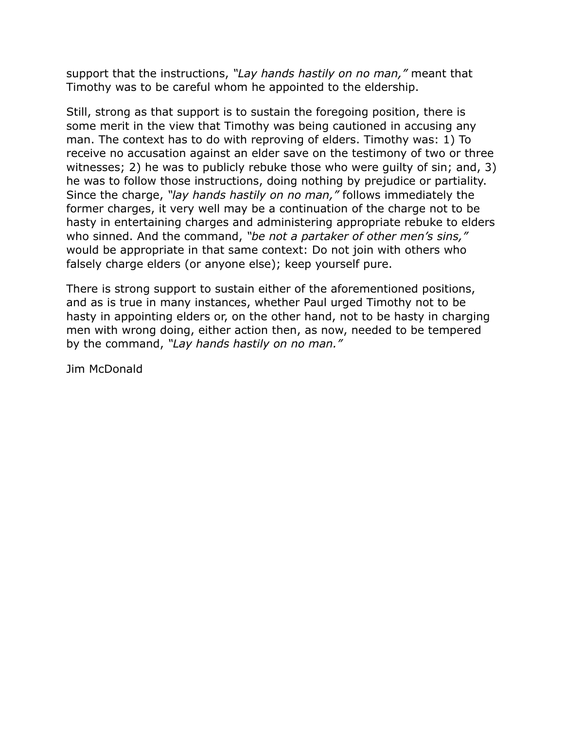support that the instructions, *"Lay hands hastily on no man,"* meant that Timothy was to be careful whom he appointed to the eldership.

Still, strong as that support is to sustain the foregoing position, there is some merit in the view that Timothy was being cautioned in accusing any man. The context has to do with reproving of elders. Timothy was: 1) To receive no accusation against an elder save on the testimony of two or three witnesses; 2) he was to publicly rebuke those who were guilty of sin; and, 3) he was to follow those instructions, doing nothing by prejudice or partiality. Since the charge, *"lay hands hastily on no man,"* follows immediately the former charges, it very well may be a continuation of the charge not to be hasty in entertaining charges and administering appropriate rebuke to elders who sinned. And the command, *"be not a partaker of other men's sins,"* would be appropriate in that same context: Do not join with others who falsely charge elders (or anyone else); keep yourself pure.

There is strong support to sustain either of the aforementioned positions, and as is true in many instances, whether Paul urged Timothy not to be hasty in appointing elders or, on the other hand, not to be hasty in charging men with wrong doing, either action then, as now, needed to be tempered by the command, *"Lay hands hastily on no man."*

Jim McDonald